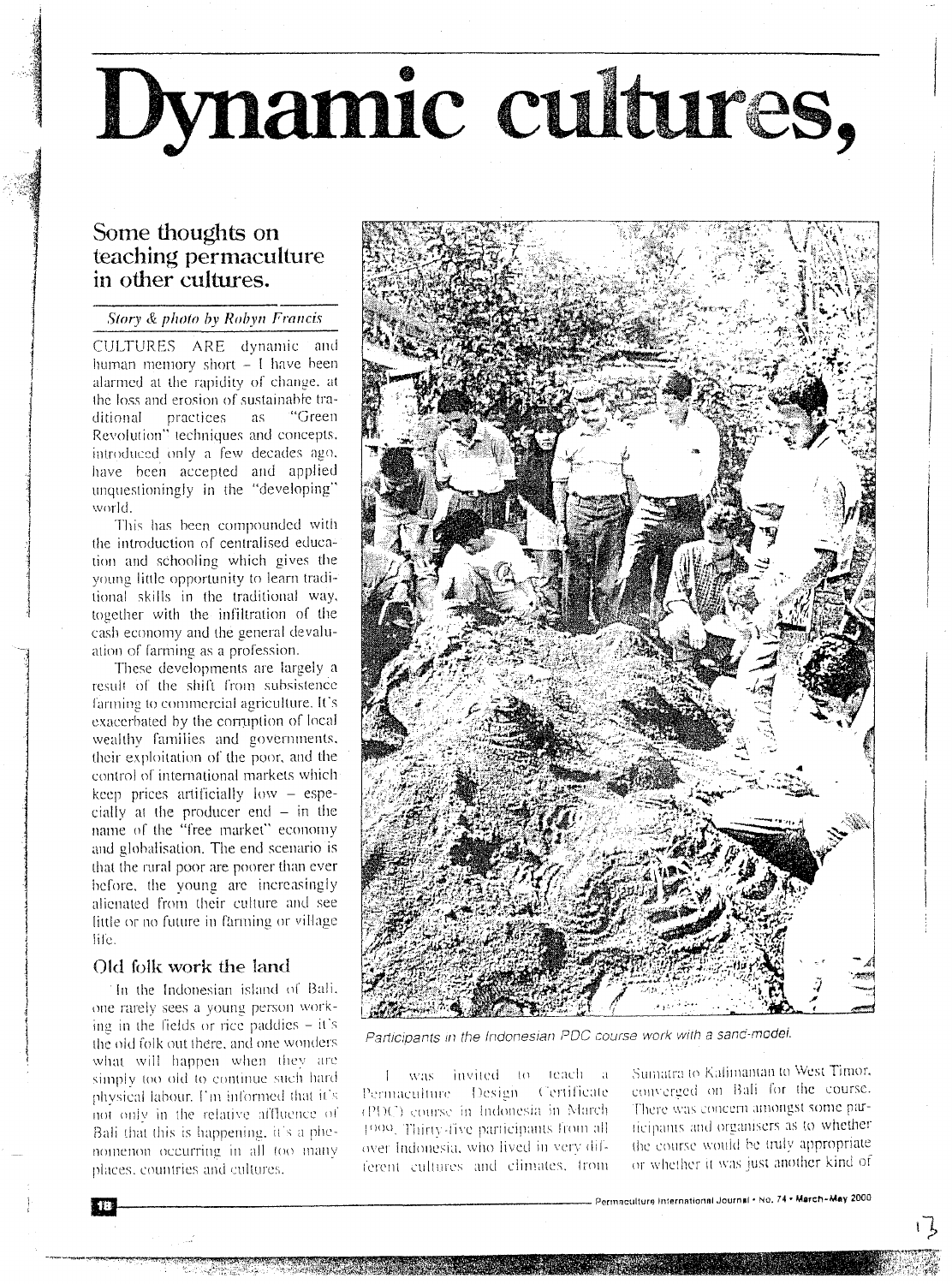# Dynamic cultures,

## Some thoughts on teaching permaculture in other cultures.

*Story & photo by Robyn Francis*

CULTURES ARE dynamic and human memory short – I have been alarmed at the rapidity of change, at the loss and erosion of sustainable traditional practices as "Green Revolution" techniques and concepts, introduced only a few decades ago, have been accepted and applied unquestioningly in the "developing" world.

This has been compounded with the introduction of centralised education and schooling which gives the young little opportunity to learn traditional skills in the traditional way, together with the infiltration of the cash economy and the general devaluation of farming as a profession.

These developments are largely a result of the shift from subsistence farming to commercial agriculture. It's exacerbated by the corruption of local wealthy families and governments, their exploitation of the poor, and the control of international markets which keep prices artificially low – especially at the producer end – in the name of the "free market" economy and globalisation. The end scenario is that the rural poor are poorer than ever before, the young are increasingly alienated from their culture and see little or no future in farming or village life.

### Old folk work the land

In the Indonesian island of Bali, one rarely sees a young person working in the fields or rice paddies – it's the old folk out there, and one wonders what will happen when they are simply too old to continue such hard physical labour. I'm informed that it's not only in the relative affluence of Bali that this is happening, it's a phenomenon occurring in all too many places, countries and cultures.

Participants in the Indonesian PDC course work with a sand-model.

I was invited to teach a Permaculture Design Certificate (PDC) course in Indonesia in March 1999. Thirty-five participants from all over Indonesia, who lived in very different cultures and climates, from Sumatra to Kalimantan to West Timor, converged on Bali for the course. There was concern amongst some participants and organisers as to whether the course would be truly appropriate or whether it was just another kind of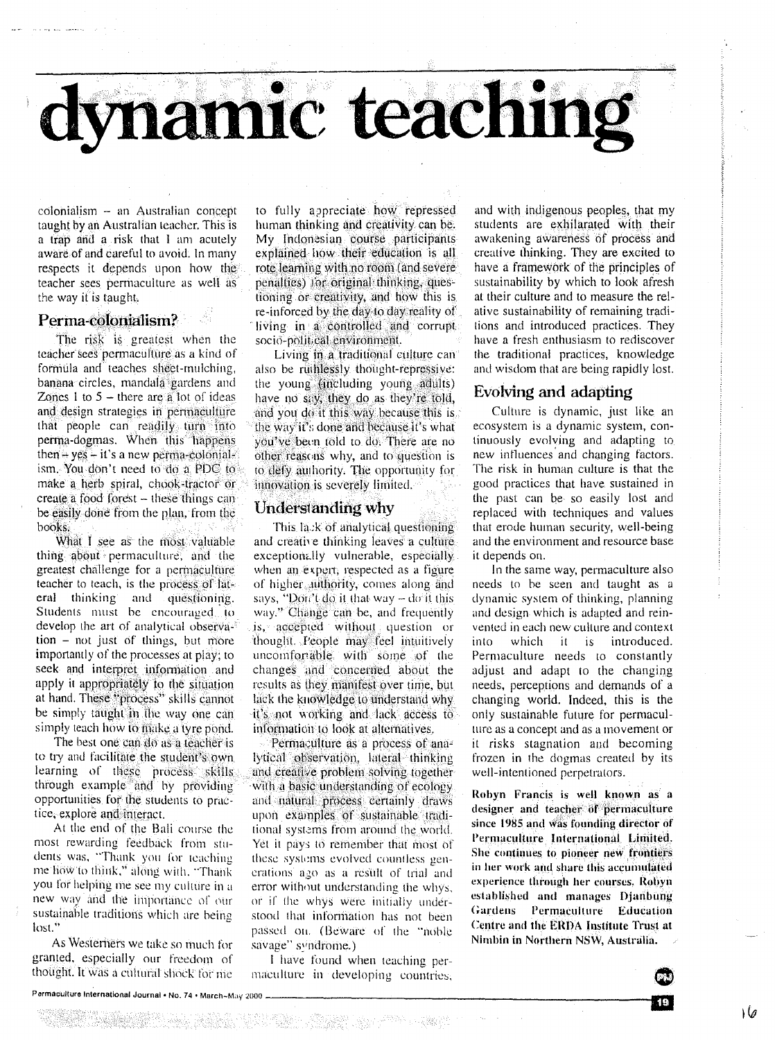# dynamic teaching

colonialism – an Australian concept taught by an Australian teacher. This is a trap and a risk that I am acutely aware of and careful to avoid. In many respects it depends upon how the teacher sees permaculture as well as the way it is taught.

## Perma-colonialism?

The risk is greatest when the teacher sees permaculture as a kind of formula and teaches sheet-mulching, banana circles, mandala gardens and Zones 1 to 5 – there are a lot of ideas and design strategies in permaculture that people can readily turn into perma-dogmas. When this happens then – yes – it's a new perma-colonialism. You don't need to do a PDC to make a herb spiral, chook-tractor or create a food forest – these things can be easily done from the plan, from the books.

What I see as the most valuable thing about permaculture, and the greatest challenge for a permaculture teacher to teach, is the process of lateral thinking and questioning. Students must be encouraged to develop the art of analytical observation – not just of things, but more importantly of the processes at play; to seek and interpret information and apply it appropriately to the situation at hand. These "process" skills cannot be simply taught in the way one can simply teach how to make a tyre pond.

The best one can do as a teacher is to try and facilitate the student's own learning of these process skills through example and by providing opportunities for the students to practice, explore and interact.

At the end of the Bali course the most rewarding feedback from students was, "Thank you for teaching me how to think," along with, "Thank you for helping me see my culture in a new way and the importance of our sustainable traditions which are being lost."

As Westerners we take so much for granted, especially our freedom of thought. It was a cultural shock for me to fully appreciate how repressed human thinking and creativity can be. My Indonesian course participants explained how their education is all rote learning with no room (and severe penalties) for original thinking, questioning or creativity, and how this is re-inforced by the day to day reality of living in a controlled and corrupt socio-political environment.

Living in a traditional culture can also be ruthlessly thought-repressive: the young (including young adults) have no say, they do as they're told, and you do it this way because this is the way it's done and because it's what you've been told to do. There are no other reasons why, and to question is to defy authority. The opportunity for innovation is severely limited.

## Understanding why

This lack of analytical questioning and creative thinking leaves a culture exceptionally vulnerable, especially when an expert, respected as a figure of higher authority, comes along and says, "Don't do it that way – do it this way." Change can be, and frequently is, accepted without question or thought. People may feel intuitively uncomfortable with some of the changes and concerned about the results as they manifest over time, but lack the knowledge to understand why it's not working and lack access to information to look at alternatives.

Permaculture as a process of analytical observation, lateral thinking and creative problem solving together with a basic understanding of ecology and natural process certainly draws upon examples of sustainable traditional systems from around the world. Yet it pays to remember that most of these systems evolved countless generations ago as a result of trial and error without understanding the whys, or if the whys were initially understood that information has not been passed on. (Beware of the "noble savage" syndrome.)

I have found when teaching permaculture in developing countries, and with indigenous peoples, that my students are exhilarated with their awakening awareness of process and creative thinking. They are excited to have a framework of the principles of sustainability by which to look afresh at their culture and to measure the relative sustainability of remaining traditions and introduced practices. They have a fresh enthusiasm to rediscover the traditional practices, knowledge and wisdom that are being rapidly lost.

## Evolving and adapting

Culture is dynamic, just like an ecosystem is a dynamic system, continuously evolving and adapting to new influences and changing factors. The risk in human culture is that the good practices that have sustained in the past can be so easily lost and replaced with techniques and values that erode human security, well-being and the environment and resource base it depends on.

In the same way, permaculture also needs to be seen and taught as a dynamic system of thinking, planning and design which is adapted and reinvented in each new culture and context into which it is introduced. Permaculture needs to constantly adjust and adapt to the changing needs, perceptions and demands of a changing world. Indeed, this is the only sustainable future for permaculture as a concept and as a movement or it risks stagnation and becoming frozen in the dogmas created by its well-intentioned perpetrators.

**Robyn Francis is well known as a designer and teacher of permaculture since 1985 and was founding director of Permaculture International Limited. She continues to pioneer new frontiers in her work and share this accumulated experience through her courses. Robyn established and manages Djanbung Gardens Permaculture Education Centre and the ERDA Institute Trust at Nimbin in Northern NSW, Australia.**